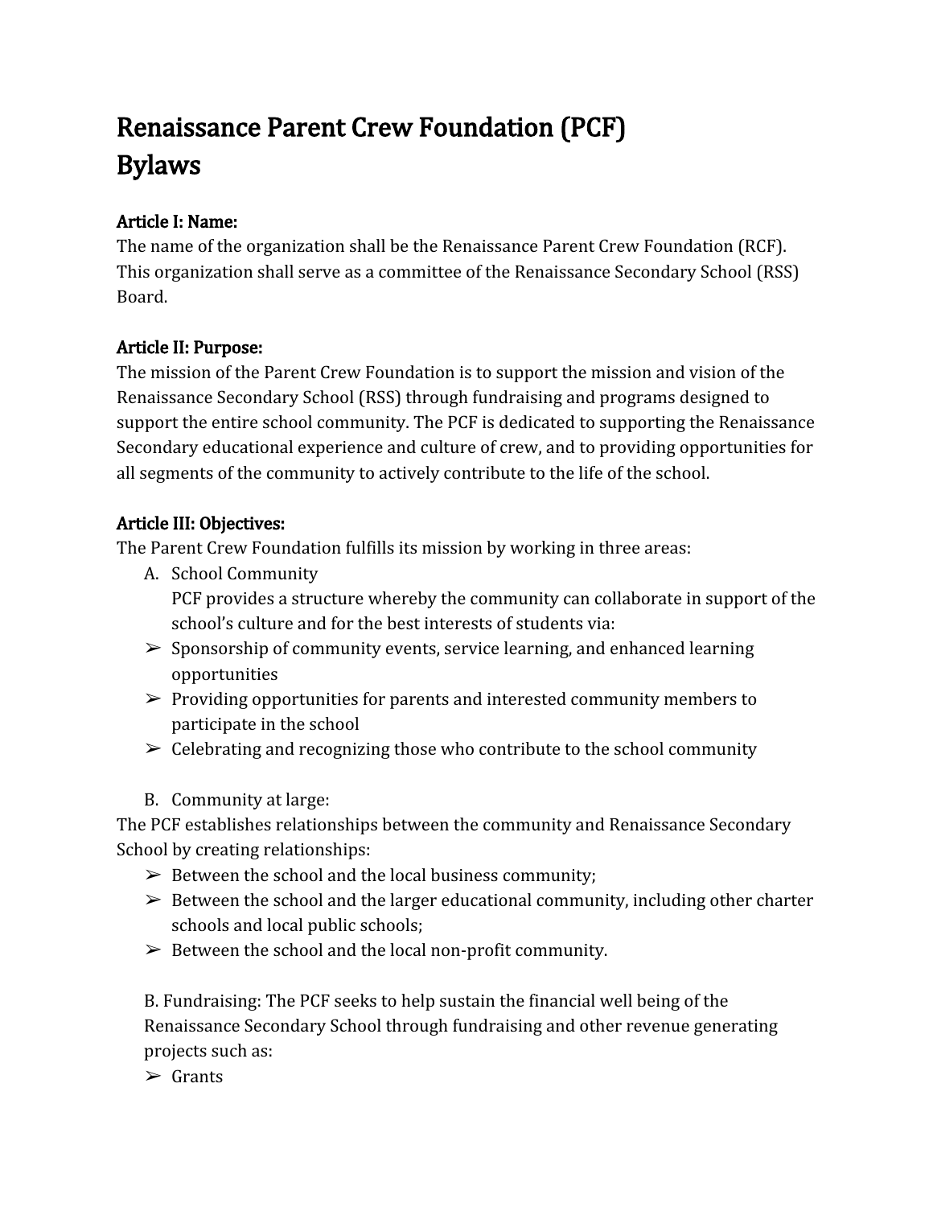# Renaissance Parent Crew Foundation (PCF) Bylaws

### Article I: Name:

The name of the organization shall be the Renaissance Parent Crew Foundation (RCF). This organization shall serve as a committee of the Renaissance Secondary School (RSS) Board.

### Article II: Purpose:

The mission of the Parent Crew Foundation is to support the mission and vision of the Renaissance Secondary School (RSS) through fundraising and programs designed to support the entire school community. The PCF is dedicated to supporting the Renaissance Secondary educational experience and culture of crew, and to providing opportunities for all segments of the community to actively contribute to the life of the school.

### Article III: Objectives:

The Parent Crew Foundation fulfills its mission by working in three areas:

A. School Community
   PCF provides a structure whereby the community can collaborate in support of the school's culture and for the best interests of students via:

- ➢ Sponsorship of community events, service learning, and enhanced learning opportunities
- ➢ Providing opportunities for parents and interested community members to participate in the school
- ➢ Celebrating and recognizing those who contribute to the school community

B. Community at large:

The PCF establishes relationships between the community and Renaissance Secondary School by creating relationships:

- ➢ Between the school and the local business community;
- ➢ Between the school and the larger educational community, including other charter schools and local public schools;
- ➢ Between the school and the local non-profit community.

B. Fundraising: The PCF seeks to help sustain the financial well being of the Renaissance Secondary School through fundraising and other revenue generating projects such as:

- ➢ Grants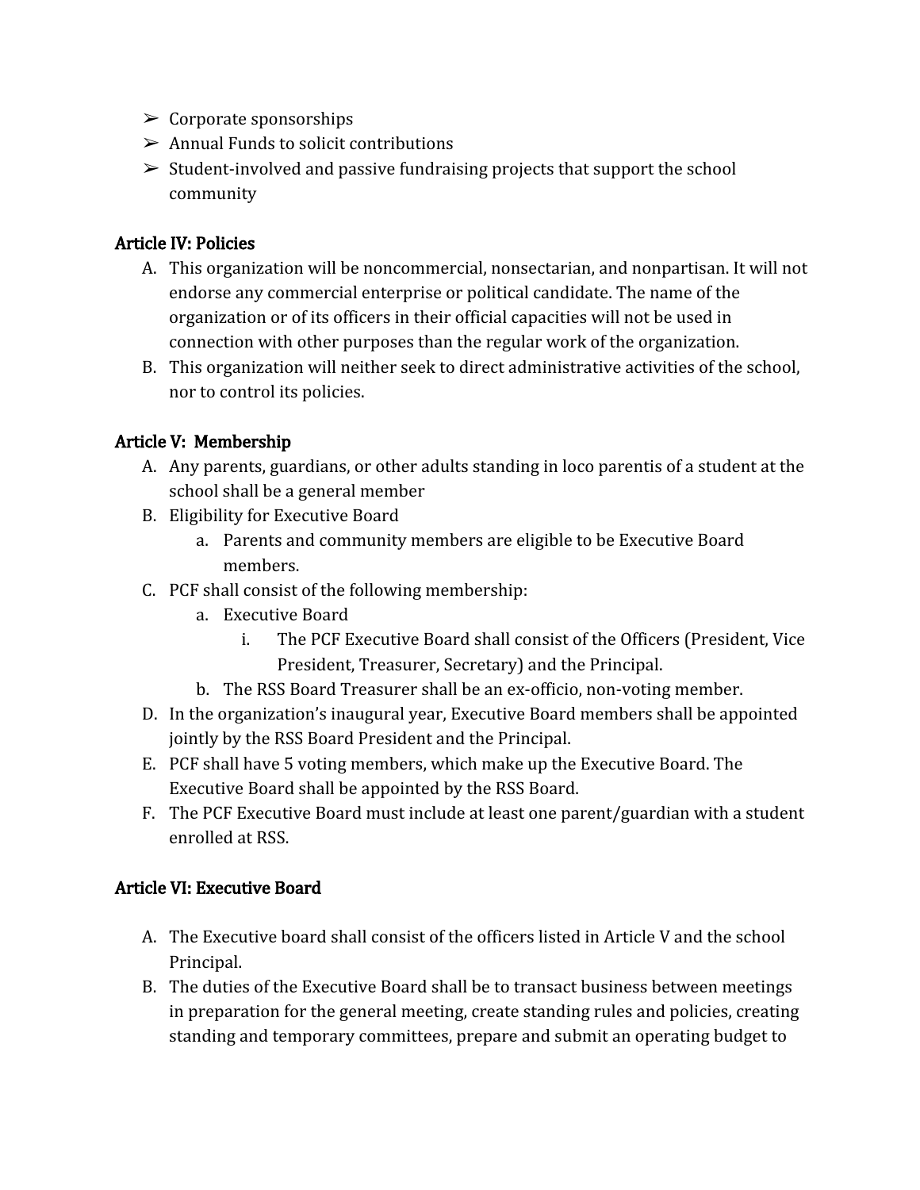- ➢ Corporate sponsorships
- ➢ Annual Funds to solicit contributions
- ➢ Student-involved and passive fundraising projects that support the school community

## Article IV: Policies

A. This organization will be noncommercial, nonsectarian, and nonpartisan. It will not endorse any commercial enterprise or political candidate. The name of the organization or of its officers in their official capacities will not be used in connection with other purposes than the regular work of the organization.

B. This organization will neither seek to direct administrative activities of the school, nor to control its policies.

## Article V: Membership

A. Any parents, guardians, or other adults standing in loco parentis of a student at the school shall be a general member

B. Eligibility for Executive Board
   - a. Parents and community members are eligible to be Executive Board members.

C. PCF shall consist of the following membership:
   - a. Executive Board
     - i. The PCF Executive Board shall consist of the Officers (President, Vice President, Treasurer, Secretary) and the Principal.
   - b. The RSS Board Treasurer shall be an ex-officio, non-voting member.

D. In the organization's inaugural year, Executive Board members shall be appointed jointly by the RSS Board President and the Principal.

E. PCF shall have 5 voting members, which make up the Executive Board. The Executive Board shall be appointed by the RSS Board.

F. The PCF Executive Board must include at least one parent/guardian with a student enrolled at RSS.

## Article VI: Executive Board

A. The Executive board shall consist of the officers listed in Article V and the school Principal.

B. The duties of the Executive Board shall be to transact business between meetings in preparation for the general meeting, create standing rules and policies, creating standing and temporary committees, prepare and submit an operating budget to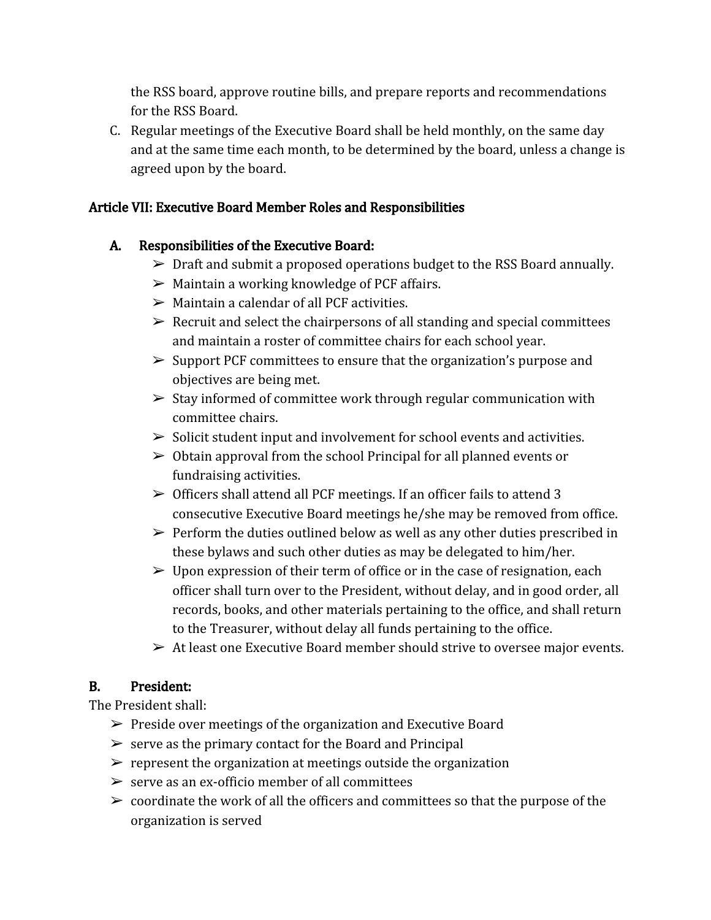the RSS board, approve routine bills, and prepare reports and recommendations for the RSS Board.

C. Regular meetings of the Executive Board shall be held monthly, on the same day and at the same time each month, to be determined by the board, unless a change is agreed upon by the board.

## Article VII: Executive Board Member Roles and Responsibilities

### A. Responsibilities of the Executive Board:

- ➢ Draft and submit a proposed operations budget to the RSS Board annually.
- ➢ Maintain a working knowledge of PCF affairs.
- ➢ Maintain a calendar of all PCF activities.
- ➢ Recruit and select the chairpersons of all standing and special committees and maintain a roster of committee chairs for each school year.
- ➢ Support PCF committees to ensure that the organization's purpose and objectives are being met.
- ➢ Stay informed of committee work through regular communication with committee chairs.
- ➢ Solicit student input and involvement for school events and activities.
- ➢ Obtain approval from the school Principal for all planned events or fundraising activities.
- ➢ Officers shall attend all PCF meetings. If an officer fails to attend 3 consecutive Executive Board meetings he/she may be removed from office.
- ➢ Perform the duties outlined below as well as any other duties prescribed in these bylaws and such other duties as may be delegated to him/her.
- ➢ Upon expression of their term of office or in the case of resignation, each officer shall turn over to the President, without delay, and in good order, all records, books, and other materials pertaining to the office, and shall return to the Treasurer, without delay all funds pertaining to the office.
- ➢ At least one Executive Board member should strive to oversee major events.

### B. President:

The President shall:

- ➢ Preside over meetings of the organization and Executive Board
- ➢ serve as the primary contact for the Board and Principal
- ➢ represent the organization at meetings outside the organization
- ➢ serve as an ex-officio member of all committees
- ➢ coordinate the work of all the officers and committees so that the purpose of the organization is served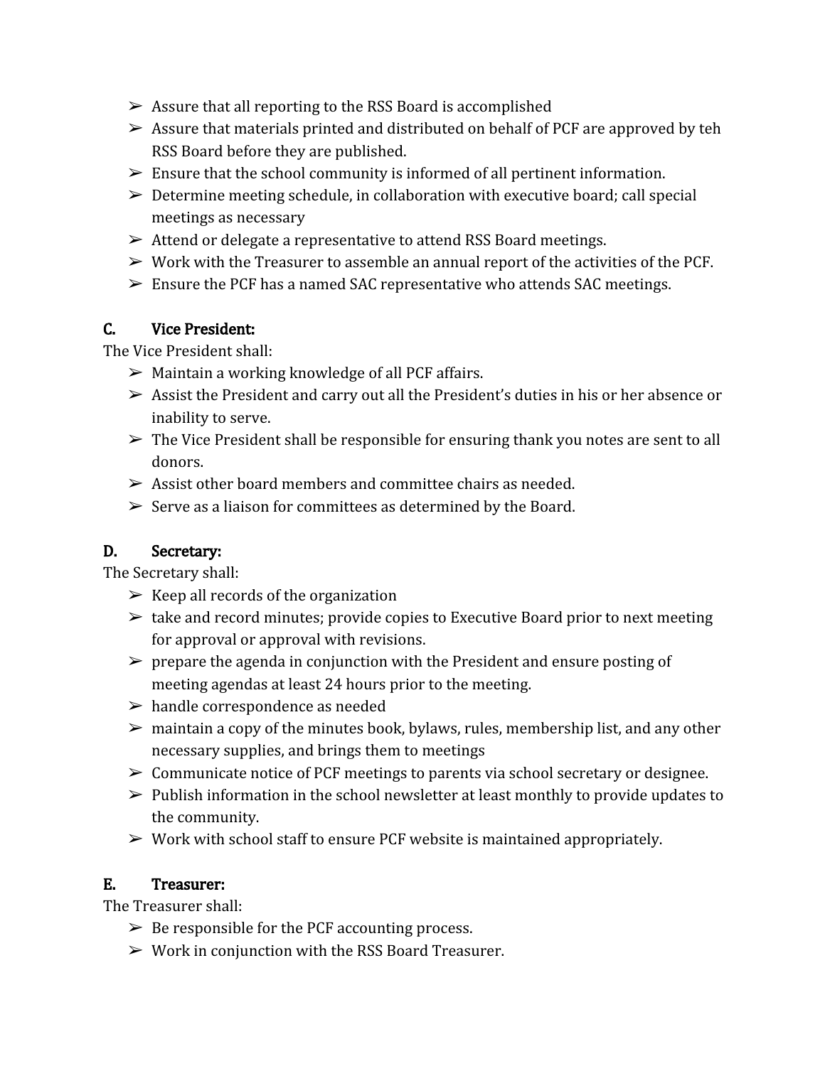- ➢ Assure that all reporting to the RSS Board is accomplished
- ➢ Assure that materials printed and distributed on behalf of PCF are approved by teh RSS Board before they are published.
- ➢ Ensure that the school community is informed of all pertinent information.
- ➢ Determine meeting schedule, in collaboration with executive board; call special meetings as necessary
- ➢ Attend or delegate a representative to attend RSS Board meetings.
- ➢ Work with the Treasurer to assemble an annual report of the activities of the PCF.
- ➢ Ensure the PCF has a named SAC representative who attends SAC meetings.

### C. Vice President:

The Vice President shall:

- ➢ Maintain a working knowledge of all PCF affairs.
- ➢ Assist the President and carry out all the President's duties in his or her absence or inability to serve.
- ➢ The Vice President shall be responsible for ensuring thank you notes are sent to all donors.
- ➢ Assist other board members and committee chairs as needed.
- ➢ Serve as a liaison for committees as determined by the Board.

### D. Secretary:

The Secretary shall:

- ➢ Keep all records of the organization
- ➢ take and record minutes; provide copies to Executive Board prior to next meeting for approval or approval with revisions.
- ➢ prepare the agenda in conjunction with the President and ensure posting of meeting agendas at least 24 hours prior to the meeting.
- ➢ handle correspondence as needed
- ➢ maintain a copy of the minutes book, bylaws, rules, membership list, and any other necessary supplies, and brings them to meetings
- ➢ Communicate notice of PCF meetings to parents via school secretary or designee.
- ➢ Publish information in the school newsletter at least monthly to provide updates to the community.
- ➢ Work with school staff to ensure PCF website is maintained appropriately.

### E. Treasurer:

The Treasurer shall:

- ➢ Be responsible for the PCF accounting process.
- ➢ Work in conjunction with the RSS Board Treasurer.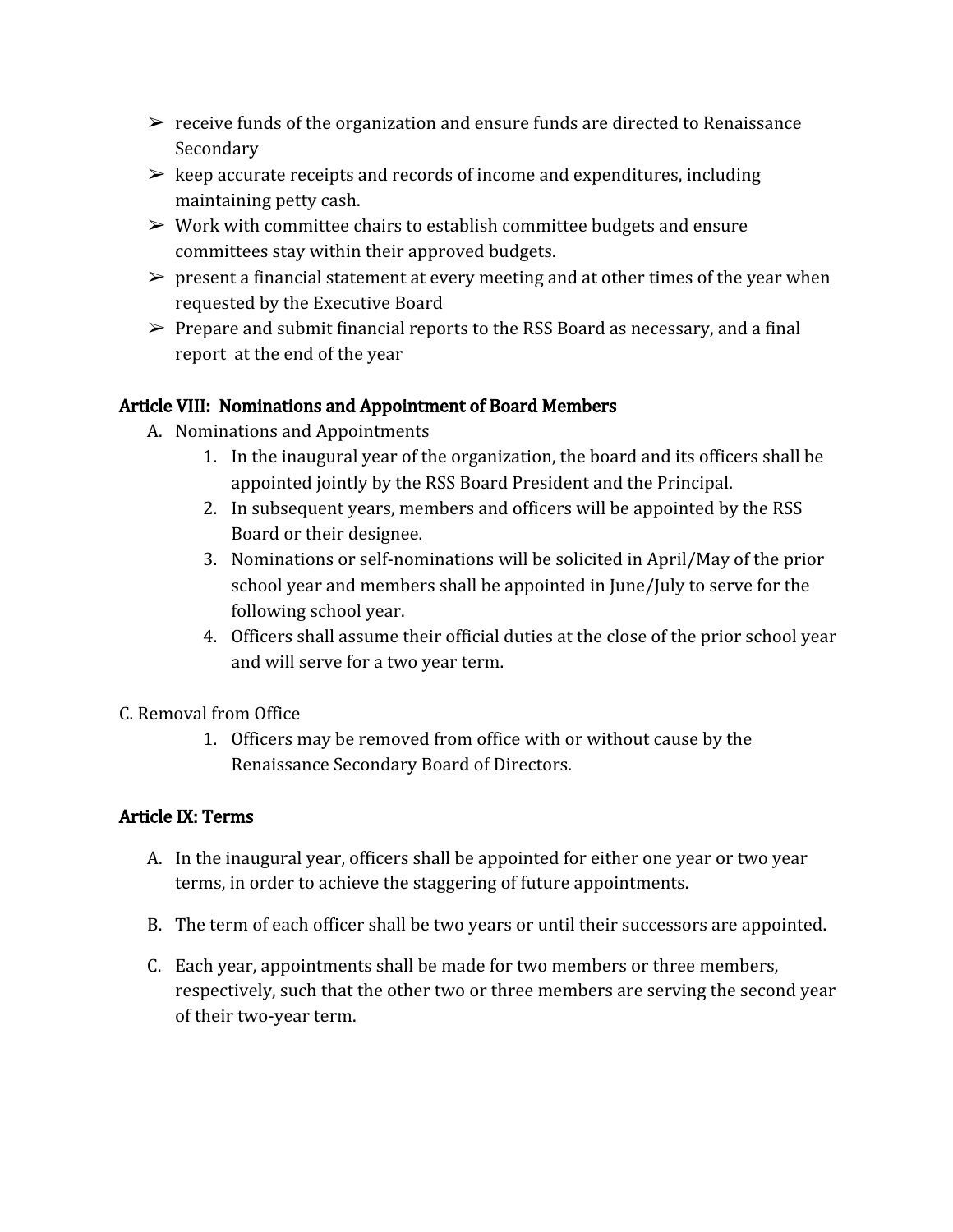- receive funds of the organization and ensure funds are directed to Renaissance Secondary
- keep accurate receipts and records of income and expenditures, including maintaining petty cash.
- Work with committee chairs to establish committee budgets and ensure committees stay within their approved budgets.
- present a financial statement at every meeting and at other times of the year when requested by the Executive Board
- Prepare and submit financial reports to the RSS Board as necessary, and a final report at the end of the year

### Article VIII: Nominations and Appointment of Board Members

A. Nominations and Appointments
   1. In the inaugural year of the organization, the board and its officers shall be appointed jointly by the RSS Board President and the Principal.
   2. In subsequent years, members and officers will be appointed by the RSS Board or their designee.
   3. Nominations or self-nominations will be solicited in April/May of the prior school year and members shall be appointed in June/July to serve for the following school year.
   4. Officers shall assume their official duties at the close of the prior school year and will serve for a two year term.

C. Removal from Office
   1. Officers may be removed from office with or without cause by the Renaissance Secondary Board of Directors.

### Article IX: Terms

A. In the inaugural year, officers shall be appointed for either one year or two year terms, in order to achieve the staggering of future appointments.

B. The term of each officer shall be two years or until their successors are appointed.

C. Each year, appointments shall be made for two members or three members, respectively, such that the other two or three members are serving the second year of their two-year term.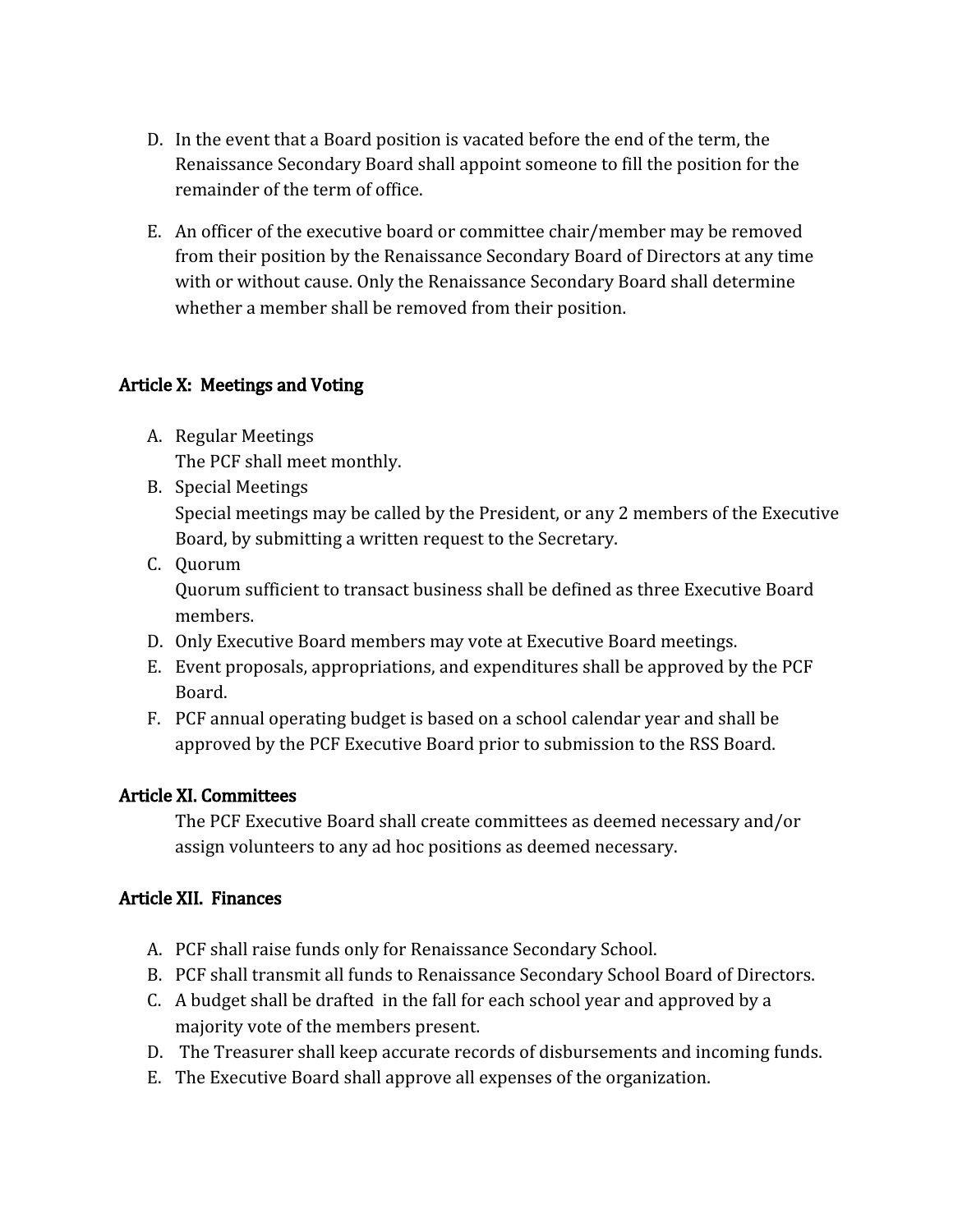D. In the event that a Board position is vacated before the end of the term, the Renaissance Secondary Board shall appoint someone to fill the position for the remainder of the term of office.

E. An officer of the executive board or committee chair/member may be removed from their position by the Renaissance Secondary Board of Directors at any time with or without cause. Only the Renaissance Secondary Board shall determine whether a member shall be removed from their position.

## Article X: Meetings and Voting

A. Regular Meetings
   The PCF shall meet monthly.
B. Special Meetings
   Special meetings may be called by the President, or any 2 members of the Executive Board, by submitting a written request to the Secretary.
C. Quorum
   Quorum sufficient to transact business shall be defined as three Executive Board members.
D. Only Executive Board members may vote at Executive Board meetings.
E. Event proposals, appropriations, and expenditures shall be approved by the PCF Board.
F. PCF annual operating budget is based on a school calendar year and shall be approved by the PCF Executive Board prior to submission to the RSS Board.

## Article XI. Committees

The PCF Executive Board shall create committees as deemed necessary and/or assign volunteers to any ad hoc positions as deemed necessary.

## Article XII. Finances

A. PCF shall raise funds only for Renaissance Secondary School.
B. PCF shall transmit all funds to Renaissance Secondary School Board of Directors.
C. A budget shall be drafted in the fall for each school year and approved by a majority vote of the members present.
D. The Treasurer shall keep accurate records of disbursements and incoming funds.
E. The Executive Board shall approve all expenses of the organization.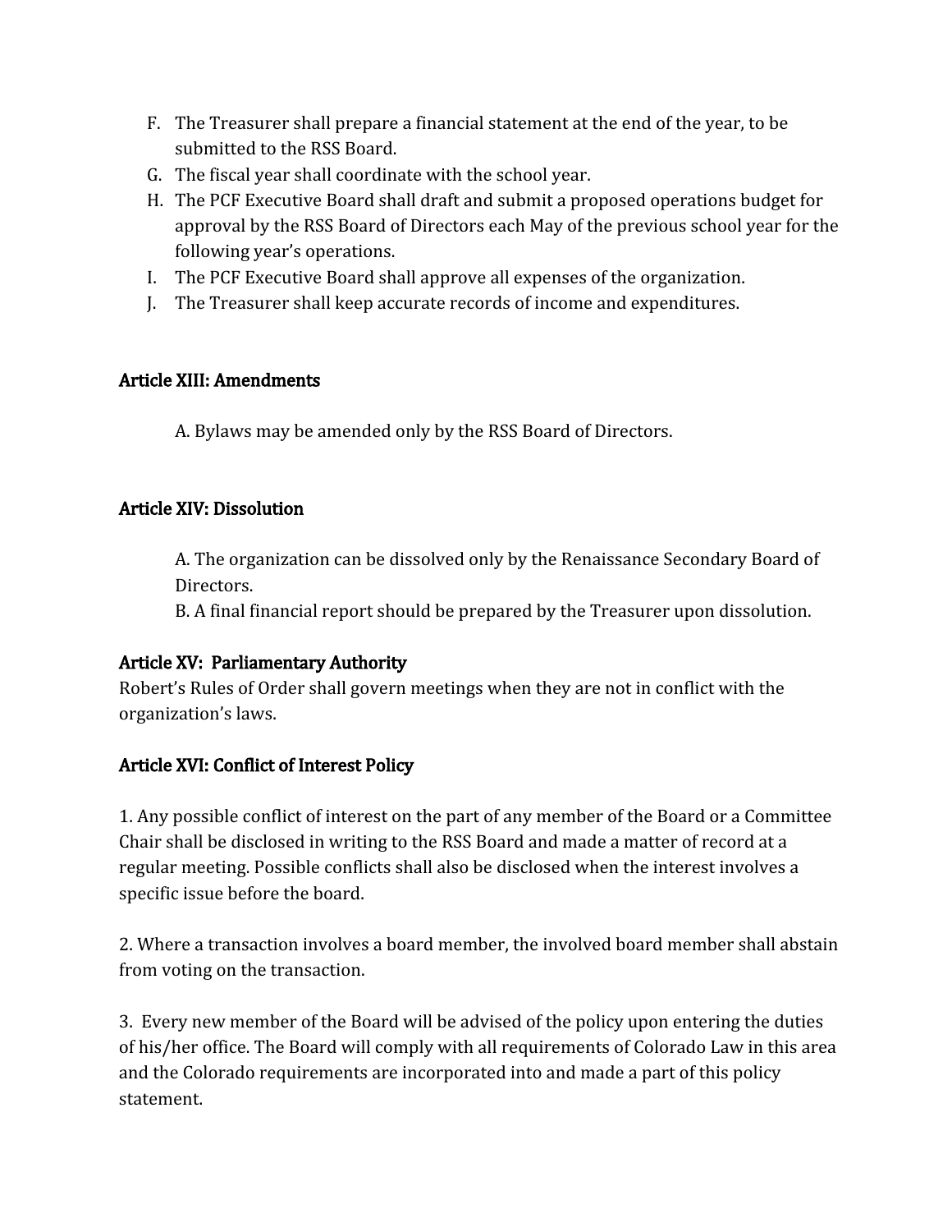F. The Treasurer shall prepare a financial statement at the end of the year, to be submitted to the RSS Board.
G. The fiscal year shall coordinate with the school year.
H. The PCF Executive Board shall draft and submit a proposed operations budget for approval by the RSS Board of Directors each May of the previous school year for the following year's operations.
I. The PCF Executive Board shall approve all expenses of the organization.
J. The Treasurer shall keep accurate records of income and expenditures.

## Article XIII: Amendments

A. Bylaws may be amended only by the RSS Board of Directors.

## Article XIV: Dissolution

A. The organization can be dissolved only by the Renaissance Secondary Board of Directors.
B. A final financial report should be prepared by the Treasurer upon dissolution.

## Article XV: Parliamentary Authority

Robert's Rules of Order shall govern meetings when they are not in conflict with the organization's laws.

## Article XVI: Conflict of Interest Policy

1. Any possible conflict of interest on the part of any member of the Board or a Committee Chair shall be disclosed in writing to the RSS Board and made a matter of record at a regular meeting. Possible conflicts shall also be disclosed when the interest involves a specific issue before the board.

2. Where a transaction involves a board member, the involved board member shall abstain from voting on the transaction.

3. Every new member of the Board will be advised of the policy upon entering the duties of his/her office. The Board will comply with all requirements of Colorado Law in this area and the Colorado requirements are incorporated into and made a part of this policy statement.